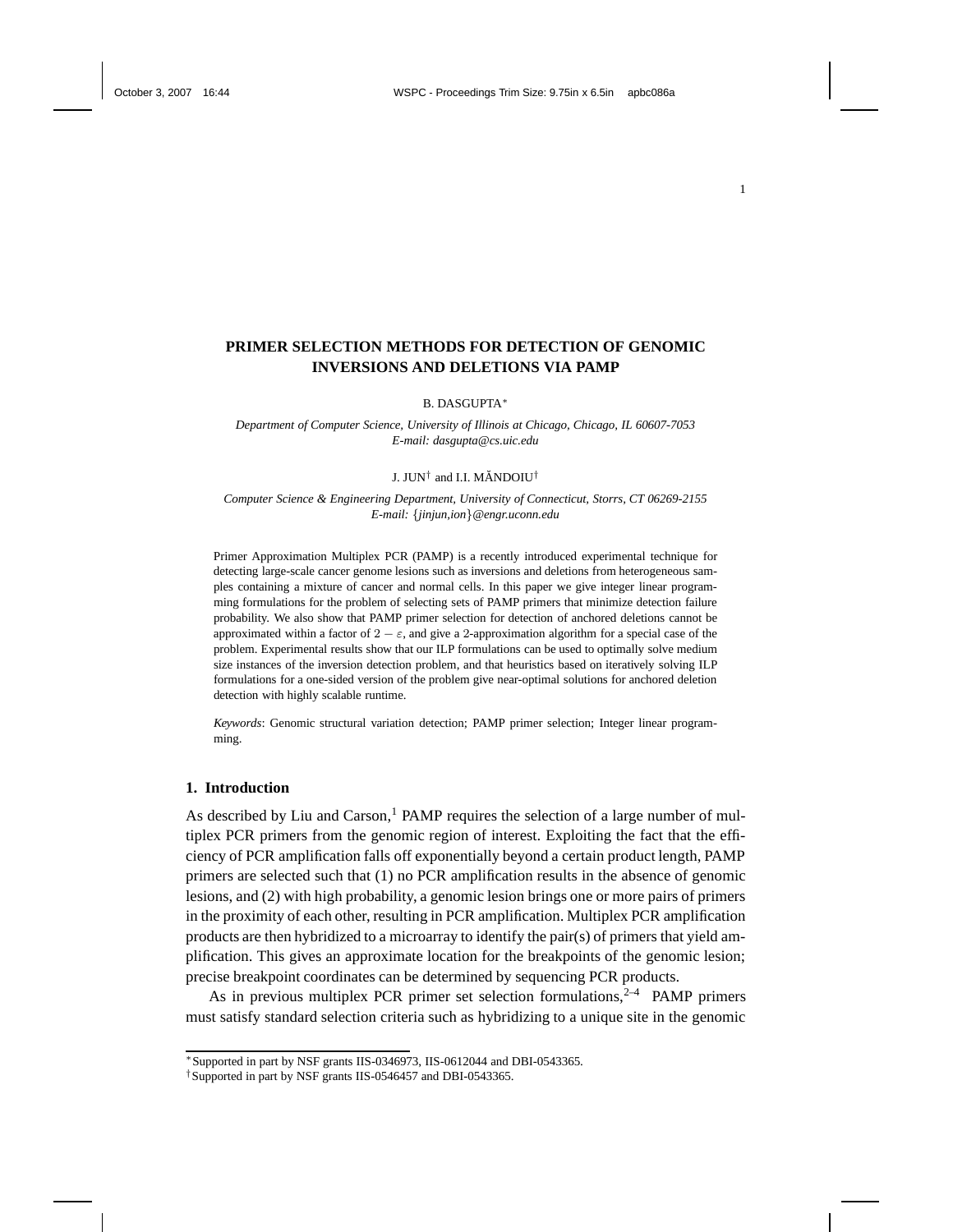# PRIMER SELECTION METHODS FOR DETECTION OF GENOMIC INVERSIONS AND DELETIONS VIA PAMP

B. DASGUPTA*

*Department of Computer Science, University of Illinois at Chicago, Chicago, IL 60607-7053*
*E-mail: dasgupta@cs.uic.edu*

J. JUN† and I.I. MĂNDOIU†

*Computer Science & Engineering Department, University of Connecticut, Storrs, CT 06269-2155*
*E-mail: {jinjun,ion}@engr.uconn.edu*

Primer Approximation Multiplex PCR (PAMP) is a recently introduced experimental technique for detecting large-scale cancer genome lesions such as inversions and deletions from heterogeneous samples containing a mixture of cancer and normal cells. In this paper we give integer linear programming formulations for the problem of selecting sets of PAMP primers that minimize detection failure probability. We also show that PAMP primer selection for detection of anchored deletions cannot be approximated within a factor of $2 - \varepsilon$, and give a 2-approximation algorithm for a special case of the problem. Experimental results show that our ILP formulations can be used to optimally solve medium size instances of the inversion detection problem, and that heuristics based on iteratively solving ILP formulations for a one-sided version of the problem give near-optimal solutions for anchored deletion detection with highly scalable runtime.

*Keywords*: Genomic structural variation detection; PAMP primer selection; Integer linear programming.

## 1. Introduction

As described by Liu and Carson,[1] PAMP requires the selection of a large number of multiplex PCR primers from the genomic region of interest. Exploiting the fact that the efficiency of PCR amplification falls off exponentially beyond a certain product length, PAMP primers are selected such that (1) no PCR amplification results in the absence of genomic lesions, and (2) with high probability, a genomic lesion brings one or more pairs of primers in the proximity of each other, resulting in PCR amplification. Multiplex PCR amplification products are then hybridized to a microarray to identify the pair(s) of primers that yield amplification. This gives an approximate location for the breakpoints of the genomic lesion; precise breakpoint coordinates can be determined by sequencing PCR products.

As in previous multiplex PCR primer set selection formulations,[2–4] PAMP primers must satisfy standard selection criteria such as hybridizing to a unique site in the genomic

*Supported in part by NSF grants IIS-0346973, IIS-0612044 and DBI-0543365.
†Supported in part by NSF grants IIS-0546457 and DBI-0543365.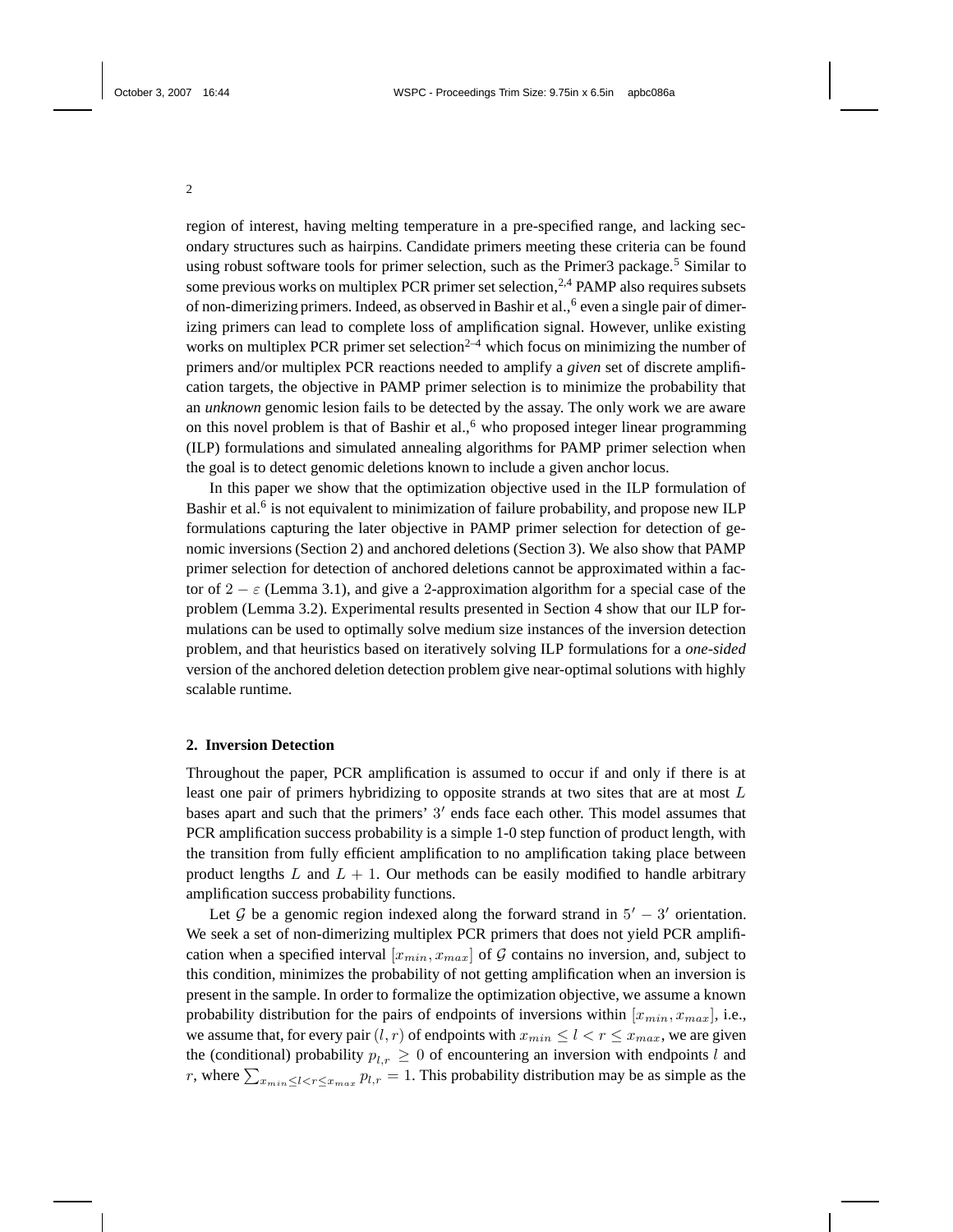region of interest, having melting temperature in a pre-specified range, and lacking secondary structures such as hairpins. Candidate primers meeting these criteria can be found using robust software tools for primer selection, such as the Primer3 package.[5] Similar to some previous works on multiplex PCR primer set selection,[2,4] PAMP also requires subsets of non-dimerizing primers. Indeed, as observed in Bashir et al.,[6] even a single pair of dimerizing primers can lead to complete loss of amplification signal. However, unlike existing works on multiplex PCR primer set selection[2–4] which focus on minimizing the number of primers and/or multiplex PCR reactions needed to amplify a *given* set of discrete amplification targets, the objective in PAMP primer selection is to minimize the probability that an *unknown* genomic lesion fails to be detected by the assay. The only work we are aware on this novel problem is that of Bashir et al.,[6] who proposed integer linear programming (ILP) formulations and simulated annealing algorithms for PAMP primer selection when the goal is to detect genomic deletions known to include a given anchor locus.

In this paper we show that the optimization objective used in the ILP formulation of Bashir et al.[6] is not equivalent to minimization of failure probability, and propose new ILP formulations capturing the later objective in PAMP primer selection for detection of genomic inversions (Section 2) and anchored deletions (Section 3). We also show that PAMP primer selection for detection of anchored deletions cannot be approximated within a factor of $2 - \varepsilon$ (Lemma 3.1), and give a 2-approximation algorithm for a special case of the problem (Lemma 3.2). Experimental results presented in Section 4 show that our ILP formulations can be used to optimally solve medium size instances of the inversion detection problem, and that heuristics based on iteratively solving ILP formulations for a *one-sided* version of the anchored deletion detection problem give near-optimal solutions with highly scalable runtime.

## 2. Inversion Detection

Throughout the paper, PCR amplification is assumed to occur if and only if there is at least one pair of primers hybridizing to opposite strands at two sites that are at most $L$ bases apart and such that the primers' $3'$ ends face each other. This model assumes that PCR amplification success probability is a simple 1-0 step function of product length, with the transition from fully efficient amplification to no amplification taking place between product lengths $L$ and $L + 1$. Our methods can be easily modified to handle arbitrary amplification success probability functions.

Let $\mathcal{G}$ be a genomic region indexed along the forward strand in $5' - 3'$ orientation. We seek a set of non-dimerizing multiplex PCR primers that does not yield PCR amplification when a specified interval $[x_{min}, x_{max}]$ of $\mathcal{G}$ contains no inversion, and, subject to this condition, minimizes the probability of not getting amplification when an inversion is present in the sample. In order to formalize the optimization objective, we assume a known probability distribution for the pairs of endpoints of inversions within $[x_{min}, x_{max}]$, i.e., we assume that, for every pair $(l, r)$ of endpoints with $x_{min} \leq l < r \leq x_{max}$, we are given the (conditional) probability $p_{l,r} \geq 0$ of encountering an inversion with endpoints $l$ and $r$, where $\sum_{x_{min} \leq l < r \leq x_{max}} p_{l,r} = 1$. This probability distribution may be as simple as the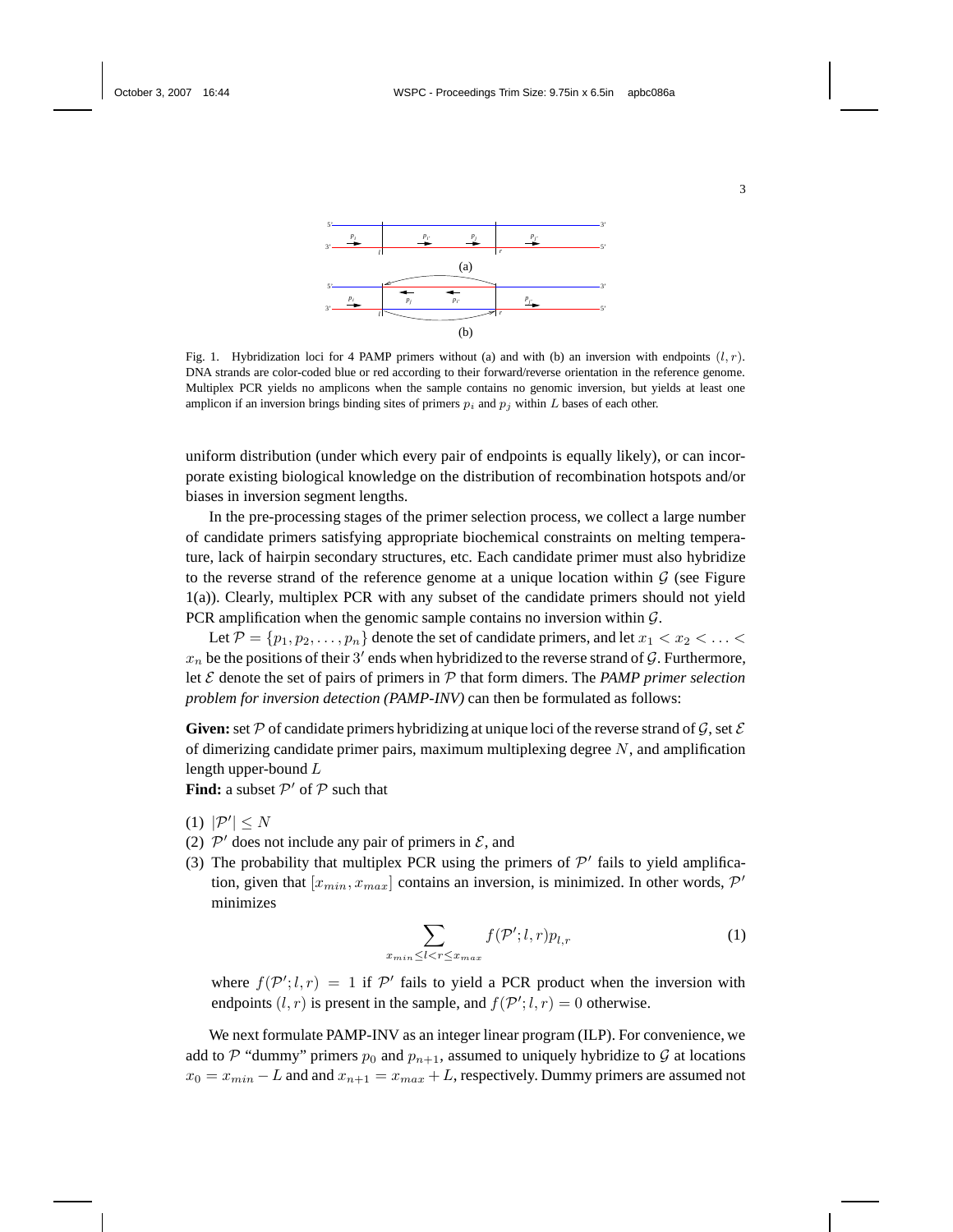Fig. 1. Hybridization loci for 4 PAMP primers without (a) and with (b) an inversion with endpoints $(l, r)$. DNA strands are color-coded blue or red according to their forward/reverse orientation in the reference genome. Multiplex PCR yields no amplicons when the sample contains no genomic inversion, but yields at least one amplicon if an inversion brings binding sites of primers $p_i$ and $p_j$ within $L$ bases of each other.

uniform distribution (under which every pair of endpoints is equally likely), or can incorporate existing biological knowledge on the distribution of recombination hotspots and/or biases in inversion segment lengths.

In the pre-processing stages of the primer selection process, we collect a large number of candidate primers satisfying appropriate biochemical constraints on melting temperature, lack of hairpin secondary structures, etc. Each candidate primer must also hybridize to the reverse strand of the reference genome at a unique location within $\mathcal{G}$ (see Figure 1(a)). Clearly, multiplex PCR with any subset of the candidate primers should not yield PCR amplification when the genomic sample contains no inversion within $\mathcal{G}$.

Let $\mathcal{P} = \{p_1, p_2, \ldots, p_n\}$ denote the set of candidate primers, and let $x_1 < x_2 < \ldots < x_n$ be the positions of their $3'$ ends when hybridized to the reverse strand of $\mathcal{G}$. Furthermore, let $\mathcal{E}$ denote the set of pairs of primers in $\mathcal{P}$ that form dimers. The *PAMP primer selection problem for inversion detection (PAMP-INV)* can then be formulated as follows:

**Given:** set $\mathcal{P}$ of candidate primers hybridizing at unique loci of the reverse strand of $\mathcal{G}$, set $\mathcal{E}$ of dimerizing candidate primer pairs, maximum multiplexing degree $N$, and amplification length upper-bound $L$

**Find:** a subset $\mathcal{P}'$ of $\mathcal{P}$ such that

(1) $|\mathcal{P}'| \leq N$

(2) $\mathcal{P}'$ does not include any pair of primers in $\mathcal{E}$, and

(3) The probability that multiplex PCR using the primers of $\mathcal{P}'$ fails to yield amplification, given that $[x_{min}, x_{max}]$ contains an inversion, is minimized. In other words, $\mathcal{P}'$ minimizes

$$\sum_{x_{min} \leq l < r \leq x_{max}} f(\mathcal{P}'; l, r) p_{l,r} \tag{1}$$

where $f(\mathcal{P}'; l, r) = 1$ if $\mathcal{P}'$ fails to yield a PCR product when the inversion with endpoints $(l, r)$ is present in the sample, and $f(\mathcal{P}'; l, r) = 0$ otherwise.

We next formulate PAMP-INV as an integer linear program (ILP). For convenience, we add to $\mathcal{P}$ "dummy" primers $p_0$ and $p_{n+1}$, assumed to uniquely hybridize to $\mathcal{G}$ at locations $x_0 = x_{min} - L$ and and $x_{n+1} = x_{max} + L$, respectively. Dummy primers are assumed not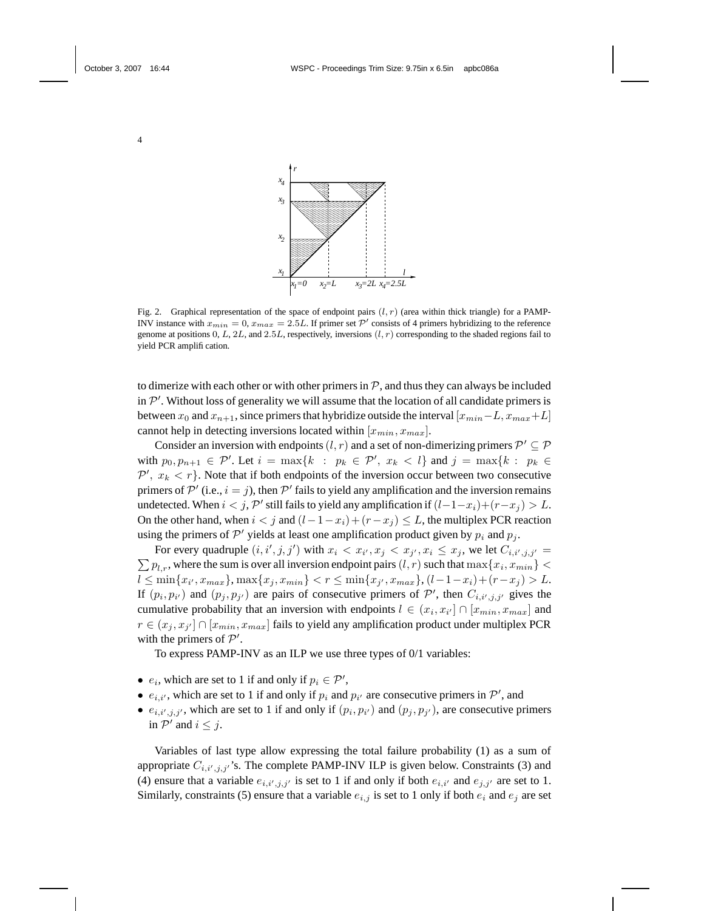Fig. 2. Graphical representation of the space of endpoint pairs $(l, r)$ (area within thick triangle) for a PAMP-INV instance with $x_{min} = 0$, $x_{max} = 2.5L$. If primer set $\mathcal{P}'$ consists of 4 primers hybridizing to the reference genome at positions $0$, $L$, $2L$, and $2.5L$, respectively, inversions $(l, r)$ corresponding to the shaded regions fail to yield PCR amplification.

to dimerize with each other or with other primers in $\mathcal{P}$, and thus they can always be included in $\mathcal{P}'$. Without loss of generality we will assume that the location of all candidate primers is between $x_0$ and $x_{n+1}$, since primers that hybridize outside the interval $[x_{min}-L, x_{max}+L]$ cannot help in detecting inversions located within $[x_{min}, x_{max}]$.

Consider an inversion with endpoints $(l, r)$ and a set of non-dimerizing primers $\mathcal{P}' \subseteq \mathcal{P}$ with $p_0, p_{n+1} \in \mathcal{P}'$. Let $i = \max\{k \ : \ p_k \in \mathcal{P}', \ x_k < l\}$ and $j = \max\{k : \ p_k \in \mathcal{P}', \ x_k < r\}$. Note that if both endpoints of the inversion occur between two consecutive primers of $\mathcal{P}'$ (i.e., $i = j$), then $\mathcal{P}'$ fails to yield any amplification and the inversion remains undetected. When $i < j$, $\mathcal{P}'$ still fails to yield any amplification if $(l-1-x_i)+(r-x_j) > L$. On the other hand, when $i < j$ and $(l-1-x_i)+(r-x_j) \leq L$, the multiplex PCR reaction using the primers of $\mathcal{P}'$ yields at least one amplification product given by $p_i$ and $p_j$.

For every quadruple $(i, i', j, j')$ with $x_i < x_{i'}, x_j < x_{j'}, x_i \leq x_j$, we let $C_{i,i',j,j'} = \sum p_{l,r}$, where the sum is over all inversion endpoint pairs $(l, r)$ such that $\max\{x_i, x_{min}\} < l \leq \min\{x_{i'}, x_{max}\}$, $\max\{x_j, x_{min}\} < r \leq \min\{x_{j'}, x_{max}\}$, $(l-1-x_i)+(r-x_j) > L$. If $(p_i, p_{i'})$ and $(p_j, p_{j'})$ are pairs of consecutive primers of $\mathcal{P}'$, then $C_{i,i',j,j'}$ gives the cumulative probability that an inversion with endpoints $l \in (x_i, x_{i'}] \cap [x_{min}, x_{max}]$ and $r \in (x_j, x_{j'}] \cap [x_{min}, x_{max}]$ fails to yield any amplification product under multiplex PCR with the primers of $\mathcal{P}'$.

To express PAMP-INV as an ILP we use three types of 0/1 variables:

- $e_i$, which are set to 1 if and only if $p_i \in \mathcal{P}'$,
- $e_{i,i'}$, which are set to 1 if and only if $p_i$ and $p_{i'}$ are consecutive primers in $\mathcal{P}'$, and
- $e_{i,i',j,j'}$, which are set to 1 if and only if $(p_i, p_{i'})$ and $(p_j, p_{j'})$, are consecutive primers in $\mathcal{P}'$ and $i \leq j$.

Variables of last type allow expressing the total failure probability (1) as a sum of appropriate $C_{i,i',j,j'}$'s. The complete PAMP-INV ILP is given below. Constraints (3) and (4) ensure that a variable $e_{i,i',j,j'}$ is set to 1 if and only if both $e_{i,i'}$ and $e_{j,j'}$ are set to 1. Similarly, constraints (5) ensure that a variable $e_{i,j}$ is set to 1 only if both $e_i$ and $e_j$ are set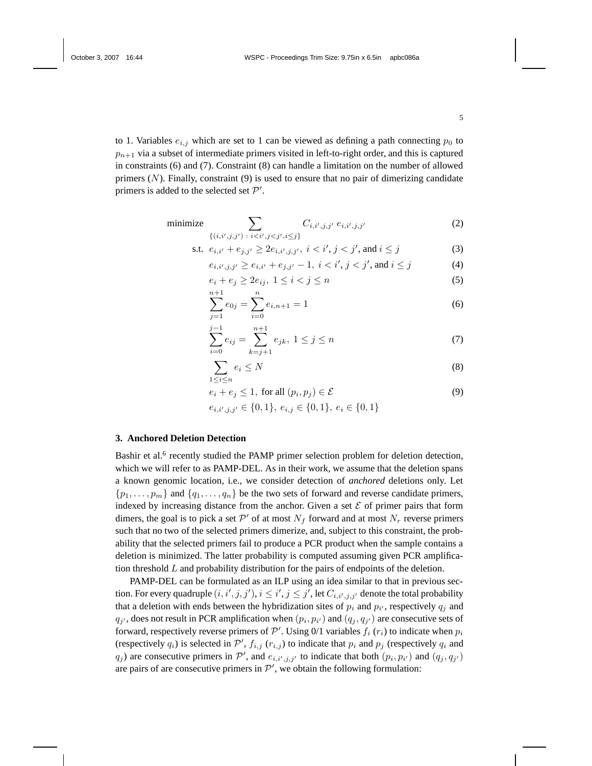to 1. Variables $e_{i,j}$ which are set to 1 can be viewed as defining a path connecting $p_0$ to $p_{n+1}$ via a subset of intermediate primers visited in left-to-right order, and this is captured in constraints (6) and (7). Constraint (8) can handle a limitation on the number of allowed primers ($N$). Finally, constraint (9) is used to ensure that no pair of dimerizing candidate primers is added to the selected set $\mathcal{P}'$.

$$\text{minimize} \quad \sum_{\{(i,i',j,j')\,:\,i<i',j<j',i\leq j\}} C_{i,i',j,j'}\; e_{i,i',j,j'} \tag{2}$$

$$\text{s.t.} \quad e_{i,i'} + e_{j,j'} \geq 2e_{i,i',j,j'},\; i<i', j<j', \text{and } i \leq j \tag{3}$$

$$e_{i,i',j,j'} \geq e_{i,i'} + e_{j,j'} - 1,\; i<i', j<j', \text{and } i \leq j \tag{4}$$

$$e_i + e_j \geq 2e_{ij},\; 1 \leq i < j \leq n \tag{5}$$

$$\sum_{j=1}^{n+1} e_{0j} = \sum_{i=0}^{n} e_{i,n+1} = 1 \tag{6}$$

$$\sum_{i=0}^{j-1} e_{ij} = \sum_{k=j+1}^{n+1} e_{jk},\; 1 \leq j \leq n \tag{7}$$

$$\sum_{1\leq i\leq n} e_i \leq N \tag{8}$$

$$e_i + e_j \leq 1,\; \text{for all } (p_i, p_j) \in \mathcal{E} \tag{9}$$

$$e_{i,i',j,j'} \in \{0,1\},\; e_{i,j} \in \{0,1\},\; e_i \in \{0,1\}$$

## 3. Anchored Deletion Detection

Bashir et al.[6] recently studied the PAMP primer selection problem for deletion detection, which we will refer to as PAMP-DEL. As in their work, we assume that the deletion spans a known genomic location, i.e., we consider detection of *anchored* deletions only. Let $\{p_1, \ldots, p_m\}$ and $\{q_1, \ldots, q_n\}$ be the two sets of forward and reverse candidate primers, indexed by increasing distance from the anchor. Given a set $\mathcal{E}$ of primer pairs that form dimers, the goal is to pick a set $\mathcal{P}'$ of at most $N_f$ forward and at most $N_r$ reverse primers such that no two of the selected primers dimerize, and, subject to this constraint, the probability that the selected primers fail to produce a PCR product when the sample contains a deletion is minimized. The latter probability is computed assuming given PCR amplification threshold $L$ and probability distribution for the pairs of endpoints of the deletion.

PAMP-DEL can be formulated as an ILP using an idea similar to that in previous section. For every quadruple $(i, i', j, j')$, $i \leq i'$, $j \leq j'$, let $C_{i,i',j,j'}$ denote the total probability that a deletion with ends between the hybridization sites of $p_i$ and $p_{i'}$, respectively $q_j$ and $q_{j'}$, does not result in PCR amplification when $(p_i, p_{i'})$ and $(q_j, q_{j'})$ are consecutive sets of forward, respectively reverse primers of $\mathcal{P}'$. Using 0/1 variables $f_i$ ($r_i$) to indicate when $p_i$ (respectively $q_i$) is selected in $\mathcal{P}'$, $f_{i,j}$ ($r_{i,j}$) to indicate that $p_i$ and $p_j$ (respectively $q_i$ and $q_j$) are consecutive primers in $\mathcal{P}'$, and $e_{i,i',j,j'}$ to indicate that both $(p_i, p_{i'})$ and $(q_j, q_{j'})$ are pairs of are consecutive primers in $\mathcal{P}'$, we obtain the following formulation: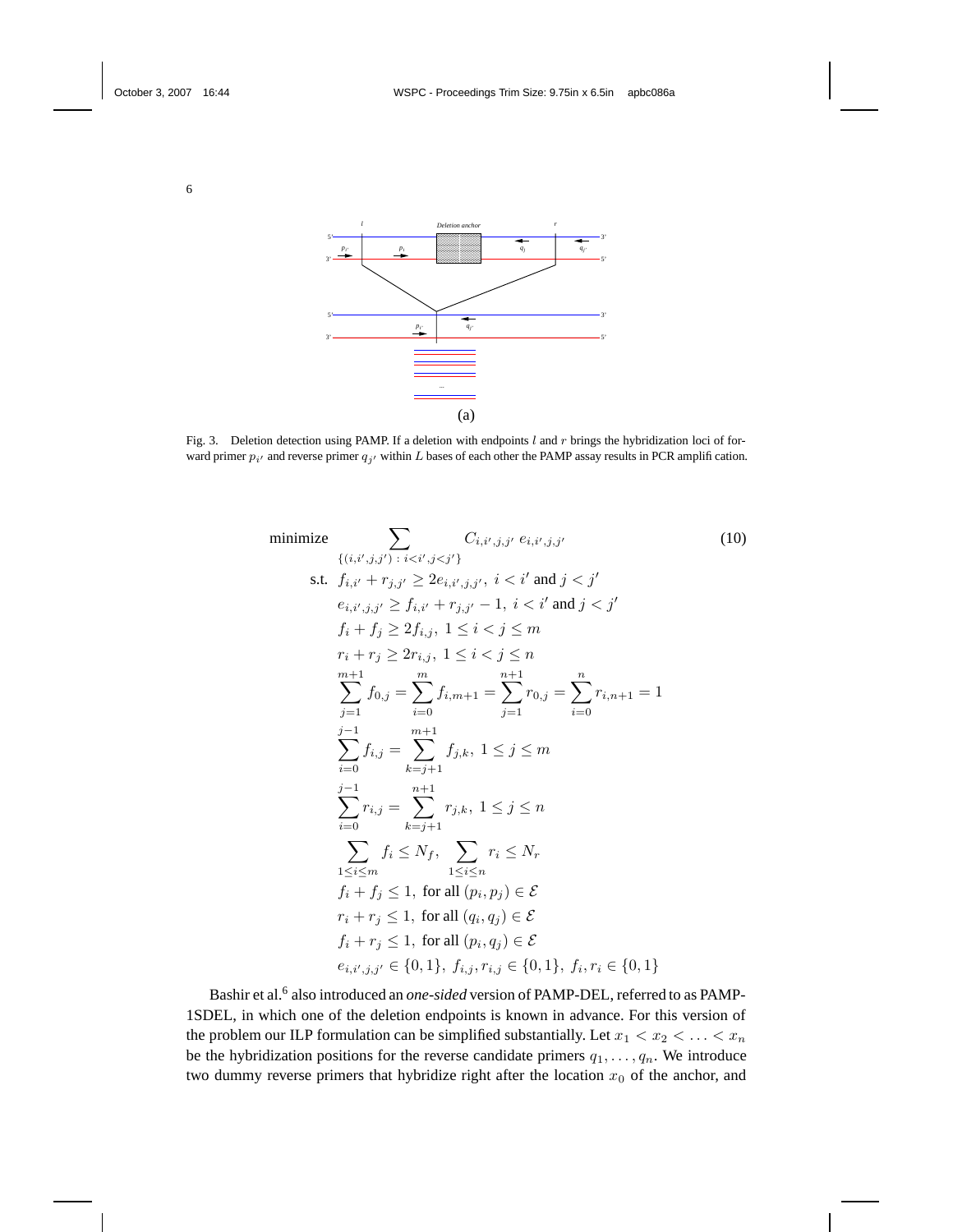Fig. 3. Deletion detection using PAMP. If a deletion with endpoints $l$ and $r$ brings the hybridization loci of forward primer $p_{i'}$ and reverse primer $q_{j'}$ within $L$ bases of each other the PAMP assay results in PCR amplification.

$$
\begin{aligned}
\text{minimize} \quad & \sum_{\{(i,i',j,j')\,:\, i<i', j<j'\}} C_{i,i',j,j'}\, e_{i,i',j,j'} \qquad (10) \\
\text{s.t.} \quad & f_{i,i'} + r_{j,j'} \geq 2e_{i,i',j,j'},\ i < i' \text{ and } j < j' \\
& e_{i,i',j,j'} \geq f_{i,i'} + r_{j,j'} - 1,\ i < i' \text{ and } j < j' \\
& f_i + f_j \geq 2f_{i,j},\ 1 \leq i < j \leq m \\
& r_i + r_j \geq 2r_{i,j},\ 1 \leq i < j \leq n \\
& \sum_{j=1}^{m+1} f_{0,j} = \sum_{i=0}^{m} f_{i,m+1} = \sum_{j=1}^{n+1} r_{0,j} = \sum_{i=0}^{n} r_{i,n+1} = 1 \\
& \sum_{i=0}^{j-1} f_{i,j} = \sum_{k=j+1}^{m+1} f_{j,k},\ 1 \leq j \leq m \\
& \sum_{i=0}^{j-1} r_{i,j} = \sum_{k=j+1}^{n+1} r_{j,k},\ 1 \leq j \leq n \\
& \sum_{1 \leq i \leq m} f_i \leq N_f,\ \sum_{1 \leq i \leq n} r_i \leq N_r \\
& f_i + f_j \leq 1,\ \text{for all } (p_i, p_j) \in \mathcal{E} \\
& r_i + r_j \leq 1,\ \text{for all } (q_i, q_j) \in \mathcal{E} \\
& f_i + r_j \leq 1,\ \text{for all } (p_i, q_j) \in \mathcal{E} \\
& e_{i,i',j,j'} \in \{0,1\},\ f_{i,j}, r_{i,j} \in \{0,1\},\ f_i, r_i \in \{0,1\}
\end{aligned}
$$

Bashir et al.[6] also introduced an *one-sided* version of PAMP-DEL, referred to as PAMP-1SDEL, in which one of the deletion endpoints is known in advance. For this version of the problem our ILP formulation can be simplified substantially. Let $x_1 < x_2 < \ldots < x_n$ be the hybridization positions for the reverse candidate primers $q_1, \ldots, q_n$. We introduce two dummy reverse primers that hybridize right after the location $x_0$ of the anchor, and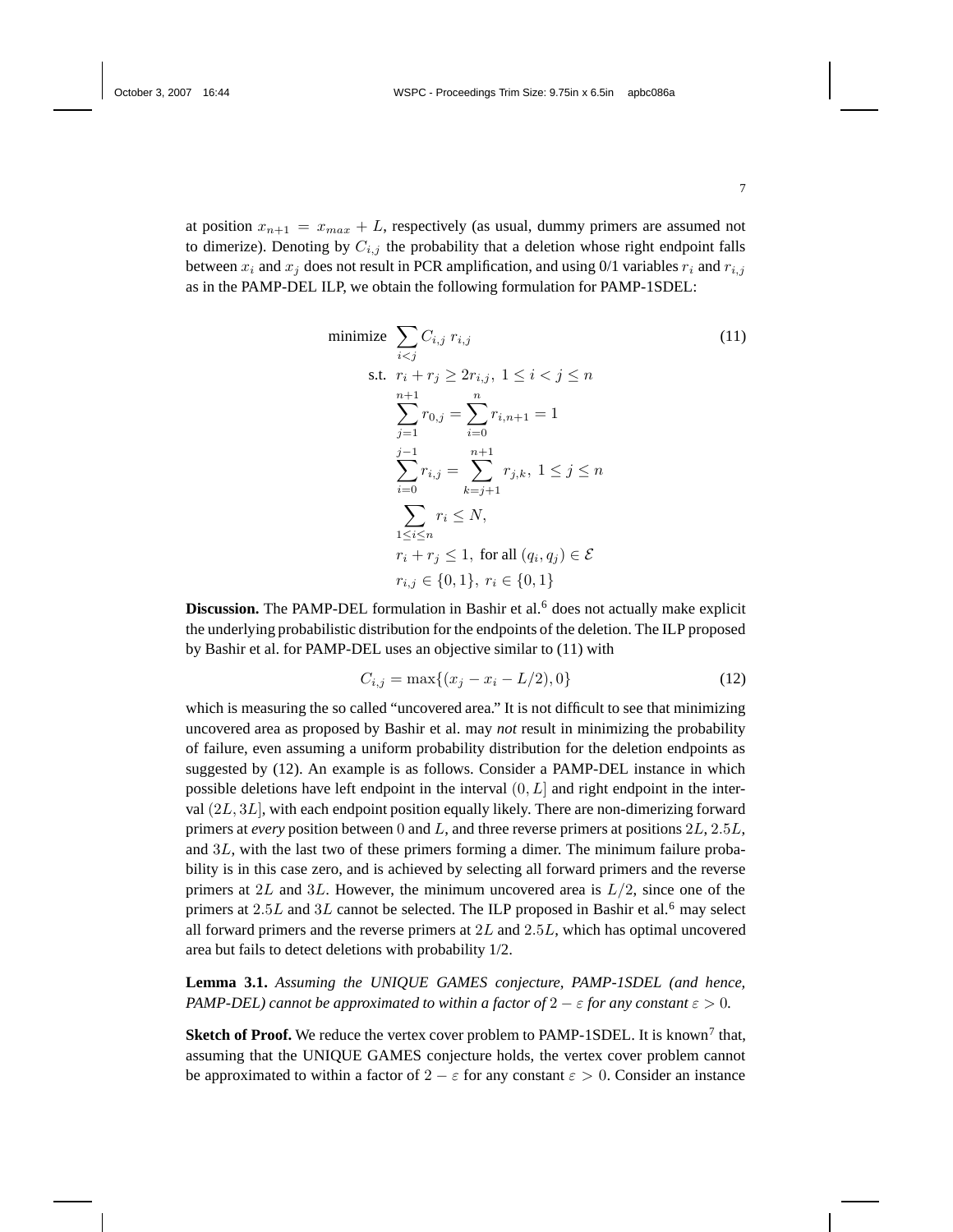at position $x_{n+1} = x_{max} + L$, respectively (as usual, dummy primers are assumed not to dimerize). Denoting by $C_{i,j}$ the probability that a deletion whose right endpoint falls between $x_i$ and $x_j$ does not result in PCR amplification, and using 0/1 variables $r_i$ and $r_{i,j}$ as in the PAMP-DEL ILP, we obtain the following formulation for PAMP-1SDEL:

$$
\begin{aligned}
\text{minimize} \quad & \sum_{i<j} C_{i,j}\, r_{i,j} \qquad\qquad (11)\\
\text{s.t.} \quad & r_i + r_j \geq 2r_{i,j},\ 1 \leq i < j \leq n\\
& \sum_{j=1}^{n+1} r_{0,j} = \sum_{i=0}^{n} r_{i,n+1} = 1\\
& \sum_{i=0}^{j-1} r_{i,j} = \sum_{k=j+1}^{n+1} r_{j,k},\ 1 \leq j \leq n\\
& \sum_{1 \leq i \leq n} r_i \leq N,\\
& r_i + r_j \leq 1, \text{ for all } (q_i, q_j) \in \mathcal{E}\\
& r_{i,j} \in \{0,1\},\ r_i \in \{0,1\}
\end{aligned}
$$

**Discussion.** The PAMP-DEL formulation in Bashir et al.[6] does not actually make explicit the underlying probabilistic distribution for the endpoints of the deletion. The ILP proposed by Bashir et al. for PAMP-DEL uses an objective similar to (11) with

$$C_{i,j} = \max\{(x_j - x_i - L/2), 0\} \qquad (12)$$

which is measuring the so called "uncovered area." It is not difficult to see that minimizing uncovered area as proposed by Bashir et al. may *not* result in minimizing the probability of failure, even assuming a uniform probability distribution for the deletion endpoints as suggested by (12). An example is as follows. Consider a PAMP-DEL instance in which possible deletions have left endpoint in the interval $(0, L]$ and right endpoint in the interval $(2L, 3L]$, with each endpoint position equally likely. There are non-dimerizing forward primers at *every* position between $0$ and $L$, and three reverse primers at positions $2L$, $2.5L$, and $3L$, with the last two of these primers forming a dimer. The minimum failure probability is in this case zero, and is achieved by selecting all forward primers and the reverse primers at $2L$ and $3L$. However, the minimum uncovered area is $L/2$, since one of the primers at $2.5L$ and $3L$ cannot be selected. The ILP proposed in Bashir et al.[6] may select all forward primers and the reverse primers at $2L$ and $2.5L$, which has optimal uncovered area but fails to detect deletions with probability 1/2.

**Lemma 3.1.** *Assuming the UNIQUE GAMES conjecture, PAMP-1SDEL (and hence, PAMP-DEL) cannot be approximated to within a factor of $2 - \varepsilon$ for any constant $\varepsilon > 0$.*

**Sketch of Proof.** We reduce the vertex cover problem to PAMP-1SDEL. It is known[7] that, assuming that the UNIQUE GAMES conjecture holds, the vertex cover problem cannot be approximated to within a factor of $2 - \varepsilon$ for any constant $\varepsilon > 0$. Consider an instance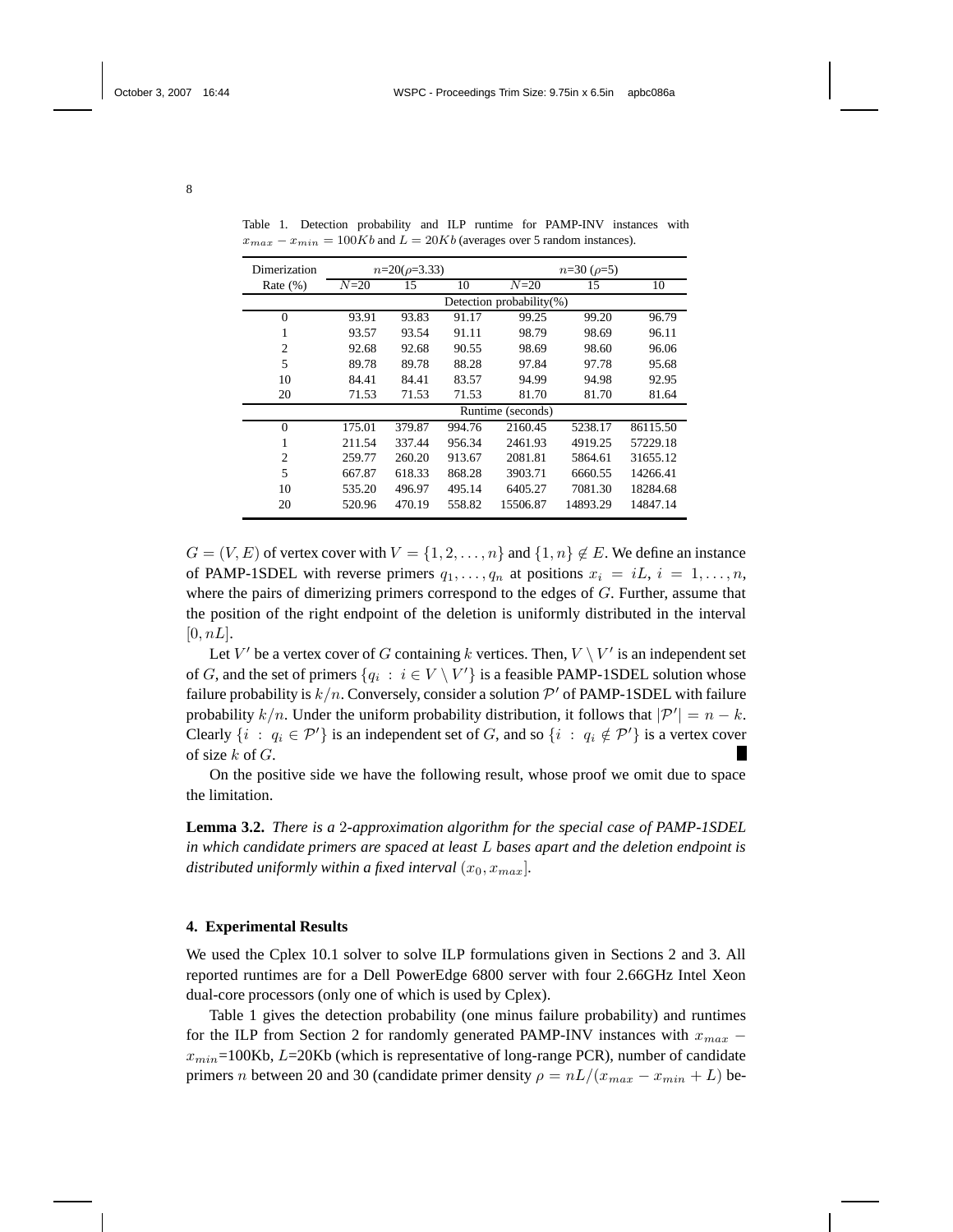Table 1. Detection probability and ILP runtime for PAMP-INV instances with $x_{max} - x_{min} = 100Kb$ and $L = 20Kb$ (averages over 5 random instances).

| Dimerization Rate (%) | $n$=20($\rho$=3.33) | | | $n$=30 ($\rho$=5) | | |
|---|---|---|---|---|---|---|
| | $N$=20 | 15 | 10 | $N$=20 | 15 | 10 |
| | Detection probability(%) | | | | | |
| 0 | 93.91 | 93.83 | 91.17 | 99.25 | 99.20 | 96.79 |
| 1 | 93.57 | 93.54 | 91.11 | 98.79 | 98.69 | 96.11 |
| 2 | 92.68 | 92.68 | 90.55 | 98.69 | 98.60 | 96.06 |
| 5 | 89.78 | 89.78 | 88.28 | 97.84 | 97.78 | 95.68 |
| 10 | 84.41 | 84.41 | 83.57 | 94.99 | 94.98 | 92.95 |
| 20 | 71.53 | 71.53 | 71.53 | 81.70 | 81.70 | 81.64 |
| | Runtime (seconds) | | | | | |
| 0 | 175.01 | 379.87 | 994.76 | 2160.45 | 5238.17 | 86115.50 |
| 1 | 211.54 | 337.44 | 956.34 | 2461.93 | 4919.25 | 57229.18 |
| 2 | 259.77 | 260.20 | 913.67 | 2081.81 | 5864.61 | 31655.12 |
| 5 | 667.87 | 618.33 | 868.28 | 3903.71 | 6660.55 | 14266.41 |
| 10 | 535.20 | 496.97 | 495.14 | 6405.27 | 7081.30 | 18284.68 |
| 20 | 520.96 | 470.19 | 558.82 | 15506.87 | 14893.29 | 14847.14 |

$G = (V, E)$ of vertex cover with $V = \{1, 2, \ldots, n\}$ and $\{1, n\} \notin E$. We define an instance of PAMP-1SDEL with reverse primers $q_1, \ldots, q_n$ at positions $x_i = iL$, $i = 1, \ldots, n$, where the pairs of dimerizing primers correspond to the edges of $G$. Further, assume that the position of the right endpoint of the deletion is uniformly distributed in the interval $[0, nL]$.

Let $V'$ be a vertex cover of $G$ containing $k$ vertices. Then, $V \setminus V'$ is an independent set of $G$, and the set of primers $\{q_i : i \in V \setminus V'\}$ is a feasible PAMP-1SDEL solution whose failure probability is $k/n$. Conversely, consider a solution $\mathcal{P}'$ of PAMP-1SDEL with failure probability $k/n$. Under the uniform probability distribution, it follows that $|\mathcal{P}'| = n - k$. Clearly $\{i : q_i \in \mathcal{P}'\}$ is an independent set of $G$, and so $\{i : q_i \notin \mathcal{P}'\}$ is a vertex cover of size $k$ of $G$. ∎

On the positive side we have the following result, whose proof we omit due to space the limitation.

**Lemma 3.2.** *There is a* 2*-approximation algorithm for the special case of PAMP-1SDEL in which candidate primers are spaced at least* $L$ *bases apart and the deletion endpoint is distributed uniformly within a fixed interval* $(x_0, x_{max}]$.

## 4. Experimental Results

We used the Cplex 10.1 solver to solve ILP formulations given in Sections 2 and 3. All reported runtimes are for a Dell PowerEdge 6800 server with four 2.66GHz Intel Xeon dual-core processors (only one of which is used by Cplex).

Table 1 gives the detection probability (one minus failure probability) and runtimes for the ILP from Section 2 for randomly generated PAMP-INV instances with $x_{max} - x_{min}$=100Kb, $L$=20Kb (which is representative of long-range PCR), number of candidate primers $n$ between 20 and 30 (candidate primer density $\rho = nL/(x_{max} - x_{min} + L)$ be-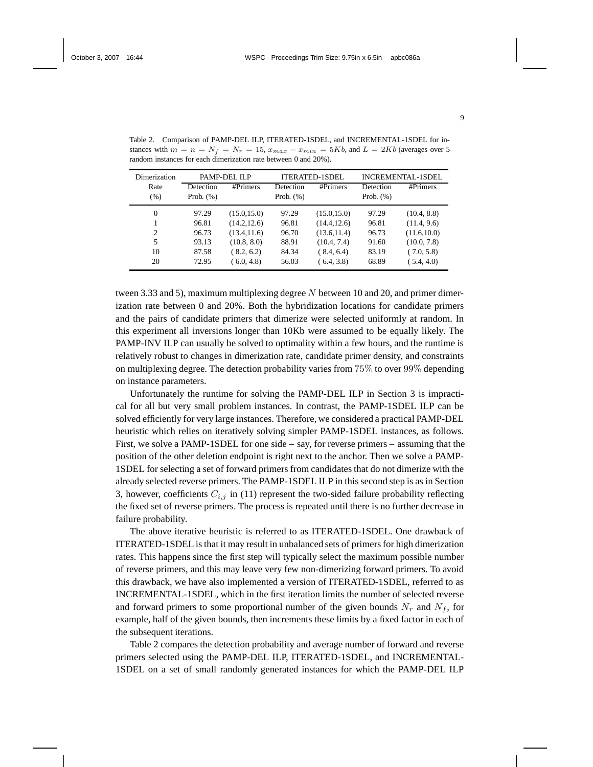Table 2. Comparison of PAMP-DEL ILP, ITERATED-1SDEL, and INCREMENTAL-1SDEL for instances with $m = n = N_f = N_r = 15$, $x_{max} - x_{min} = 5Kb$, and $L = 2Kb$ (averages over 5 random instances for each dimerization rate between 0 and 20%).

| Dimerization Rate (%) | PAMP-DEL ILP | | ITERATED-1SDEL | | INCREMENTAL-1SDEL | |
|---|---|---|---|---|---|---|
| | Detection Prob. (%) | #Primers | Detection Prob. (%) | #Primers | Detection Prob. (%) | #Primers |
| 0 | 97.29 | (15.0,15.0) | 97.29 | (15.0,15.0) | 97.29 | (10.4, 8.8) |
| 1 | 96.81 | (14.2,12.6) | 96.81 | (14.4,12.6) | 96.81 | (11.4, 9.6) |
| 2 | 96.73 | (13.4,11.6) | 96.70 | (13.6,11.4) | 96.73 | (11.6,10.0) |
| 5 | 93.13 | (10.8, 8.0) | 88.91 | (10.4, 7.4) | 91.60 | (10.0, 7.8) |
| 10 | 87.58 | ( 8.2, 6.2) | 84.34 | ( 8.4, 6.4) | 83.19 | ( 7.0, 5.8) |
| 20 | 72.95 | ( 6.0, 4.8) | 56.03 | ( 6.4, 3.8) | 68.89 | ( 5.4, 4.0) |

tween 3.33 and 5), maximum multiplexing degree $N$ between 10 and 20, and primer dimerization rate between 0 and 20%. Both the hybridization locations for candidate primers and the pairs of candidate primers that dimerize were selected uniformly at random. In this experiment all inversions longer than 10Kb were assumed to be equally likely. The PAMP-INV ILP can usually be solved to optimality within a few hours, and the runtime is relatively robust to changes in dimerization rate, candidate primer density, and constraints on multiplexing degree. The detection probability varies from $75\%$ to over $99\%$ depending on instance parameters.

Unfortunately the runtime for solving the PAMP-DEL ILP in Section 3 is impractical for all but very small problem instances. In contrast, the PAMP-1SDEL ILP can be solved efficiently for very large instances. Therefore, we considered a practical PAMP-DEL heuristic which relies on iteratively solving simpler PAMP-1SDEL instances, as follows. First, we solve a PAMP-1SDEL for one side – say, for reverse primers – assuming that the position of the other deletion endpoint is right next to the anchor. Then we solve a PAMP-1SDEL for selecting a set of forward primers from candidates that do not dimerize with the already selected reverse primers. The PAMP-1SDEL ILP in this second step is as in Section 3, however, coefficients $C_{i,j}$ in (11) represent the two-sided failure probability reflecting the fixed set of reverse primers. The process is repeated until there is no further decrease in failure probability.

The above iterative heuristic is referred to as ITERATED-1SDEL. One drawback of ITERATED-1SDEL is that it may result in unbalanced sets of primers for high dimerization rates. This happens since the first step will typically select the maximum possible number of reverse primers, and this may leave very few non-dimerizing forward primers. To avoid this drawback, we have also implemented a version of ITERATED-1SDEL, referred to as INCREMENTAL-1SDEL, which in the first iteration limits the number of selected reverse and forward primers to some proportional number of the given bounds $N_r$ and $N_f$, for example, half of the given bounds, then increments these limits by a fixed factor in each of the subsequent iterations.

Table 2 compares the detection probability and average number of forward and reverse primers selected using the PAMP-DEL ILP, ITERATED-1SDEL, and INCREMENTAL-1SDEL on a set of small randomly generated instances for which the PAMP-DEL ILP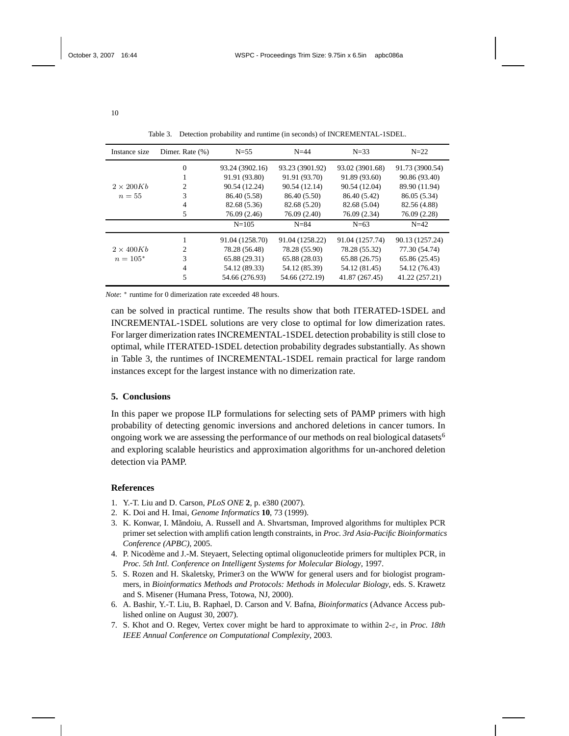Table 3. Detection probability and runtime (in seconds) of INCREMENTAL-1SDEL.

| Instance size | Dimer. Rate (%) | N=55 | N=44 | N=33 | N=22 |
|---|---|---|---|---|---|
| $2 \times 200Kb$ $n = 55$ | 0 | 93.24 (3902.16) | 93.23 (3901.92) | 93.02 (3901.68) | 91.73 (3900.54) |
| | 1 | 91.91 (93.80) | 91.91 (93.70) | 91.89 (93.60) | 90.86 (93.40) |
| | 2 | 90.54 (12.24) | 90.54 (12.14) | 90.54 (12.04) | 89.90 (11.94) |
| | 3 | 86.40 (5.58) | 86.40 (5.50) | 86.40 (5.42) | 86.05 (5.34) |
| | 4 | 82.68 (5.36) | 82.68 (5.20) | 82.68 (5.04) | 82.56 (4.88) |
| | 5 | 76.09 (2.46) | 76.09 (2.40) | 76.09 (2.34) | 76.09 (2.28) |
| | | N=105 | N=84 | N=63 | N=42 |
| $2 \times 400Kb$ $n = 105^*$ | 1 | 91.04 (1258.70) | 91.04 (1258.22) | 91.04 (1257.74) | 90.13 (1257.24) |
| | 2 | 78.28 (56.48) | 78.28 (55.90) | 78.28 (55.32) | 77.30 (54.74) |
| | 3 | 65.88 (29.31) | 65.88 (28.03) | 65.88 (26.75) | 65.86 (25.45) |
| | 4 | 54.12 (89.33) | 54.12 (85.39) | 54.12 (81.45) | 54.12 (76.43) |
| | 5 | 54.66 (276.93) | 54.66 (272.19) | 41.87 (267.45) | 41.22 (257.21) |

*Note*: $^*$ runtime for 0 dimerization rate exceeded 48 hours.

can be solved in practical runtime. The results show that both ITERATED-1SDEL and INCREMENTAL-1SDEL solutions are very close to optimal for low dimerization rates. For larger dimerization rates INCREMENTAL-1SDEL detection probability is still close to optimal, while ITERATED-1SDEL detection probability degrades substantially. As shown in Table 3, the runtimes of INCREMENTAL-1SDEL remain practical for large random instances except for the largest instance with no dimerization rate.

## 5. Conclusions

In this paper we propose ILP formulations for selecting sets of PAMP primers with high probability of detecting genomic inversions and anchored deletions in cancer tumors. In ongoing work we are assessing the performance of our methods on real biological datasets[6] and exploring scalable heuristics and approximation algorithms for un-anchored deletion detection via PAMP.

## References

1. Y.-T. Liu and D. Carson, *PLoS ONE* **2**, p. e380 (2007).
2. K. Doi and H. Imai, *Genome Informatics* **10**, 73 (1999).
3. K. Konwar, I. Măndoiu, A. Russell and A. Shvartsman, Improved algorithms for multiplex PCR primer set selection with amplification length constraints, in *Proc. 3rd Asia-Pacific Bioinformatics Conference (APBC)*, 2005.
4. P. Nicodème and J.-M. Steyaert, Selecting optimal oligonucleotide primers for multiplex PCR, in *Proc. 5th Intl. Conference on Intelligent Systems for Molecular Biology*, 1997.
5. S. Rozen and H. Skaletsky, Primer3 on the WWW for general users and for biologist programmers, in *Bioinformatics Methods and Protocols: Methods in Molecular Biology*, eds. S. Krawetz and S. Misener (Humana Press, Totowa, NJ, 2000).
6. A. Bashir, Y.-T. Liu, B. Raphael, D. Carson and V. Bafna, *Bioinformatics* (Advance Access published online on August 30, 2007).
7. S. Khot and O. Regev, Vertex cover might be hard to approximate to within 2-$\varepsilon$, in *Proc. 18th IEEE Annual Conference on Computational Complexity*, 2003.